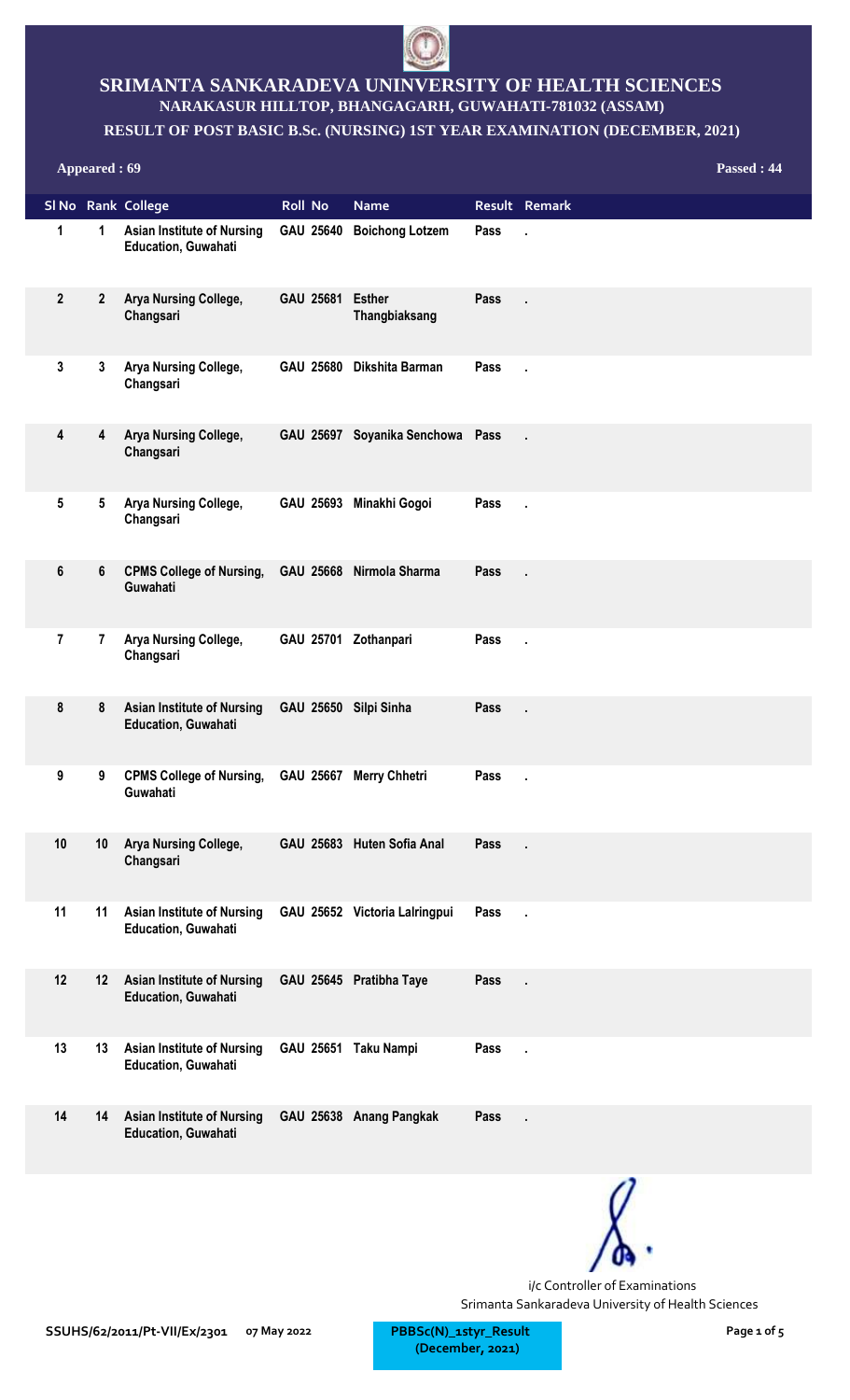# SRIMANTA SANKARADEVA UNINVERSITY OF HEALTH SCIENCES

## NARAKASUR HILLTOP, BHANGAGARH, GUWAHATI-781032 (ASSAM)

### RESULT OF POST BASIC B.Sc. (NURSING) 1ST YEAR EXAMINATION (DECEMBER, 2021)

**Appeared : 69** **Passed : 44**

| Sl No | Rank | College | Roll No | Name | Result | Remark |
|---|---|---|---|---|---|---|
| 1 | 1 | Asian Institute of Nursing Education, Guwahati | GAU 25640 | Boichong Lotzem | Pass | . |
| 2 | 2 | Arya Nursing College, Changsari | GAU 25681 | Esther Thangbiaksang | Pass | . |
| 3 | 3 | Arya Nursing College, Changsari | GAU 25680 | Dikshita Barman | Pass | . |
| 4 | 4 | Arya Nursing College, Changsari | GAU 25697 | Soyanika Senchowa | Pass | . |
| 5 | 5 | Arya Nursing College, Changsari | GAU 25693 | Minakhi Gogoi | Pass | . |
| 6 | 6 | CPMS College of Nursing, Guwahati | GAU 25668 | Nirmola Sharma | Pass | . |
| 7 | 7 | Arya Nursing College, Changsari | GAU 25701 | Zothanpari | Pass | . |
| 8 | 8 | Asian Institute of Nursing Education, Guwahati | GAU 25650 | Silpi Sinha | Pass | . |
| 9 | 9 | CPMS College of Nursing, Guwahati | GAU 25667 | Merry Chhetri | Pass | . |
| 10 | 10 | Arya Nursing College, Changsari | GAU 25683 | Huten Sofia Anal | Pass | . |
| 11 | 11 | Asian Institute of Nursing Education, Guwahati | GAU 25652 | Victoria Lalringpui | Pass | . |
| 12 | 12 | Asian Institute of Nursing Education, Guwahati | GAU 25645 | Pratibha Taye | Pass | . |
| 13 | 13 | Asian Institute of Nursing Education, Guwahati | GAU 25651 | Taku Nampi | Pass | . |
| 14 | 14 | Asian Institute of Nursing Education, Guwahati | GAU 25638 | Anang Pangkak | Pass | . |

i/c Controller of Examinations
Srimanta Sankaradeva University of Health Sciences

SSUHS/62/2011/Pt-VII/Ex/2301 07 May 2022

PBBSc(N)_1styr_Result (December, 2021)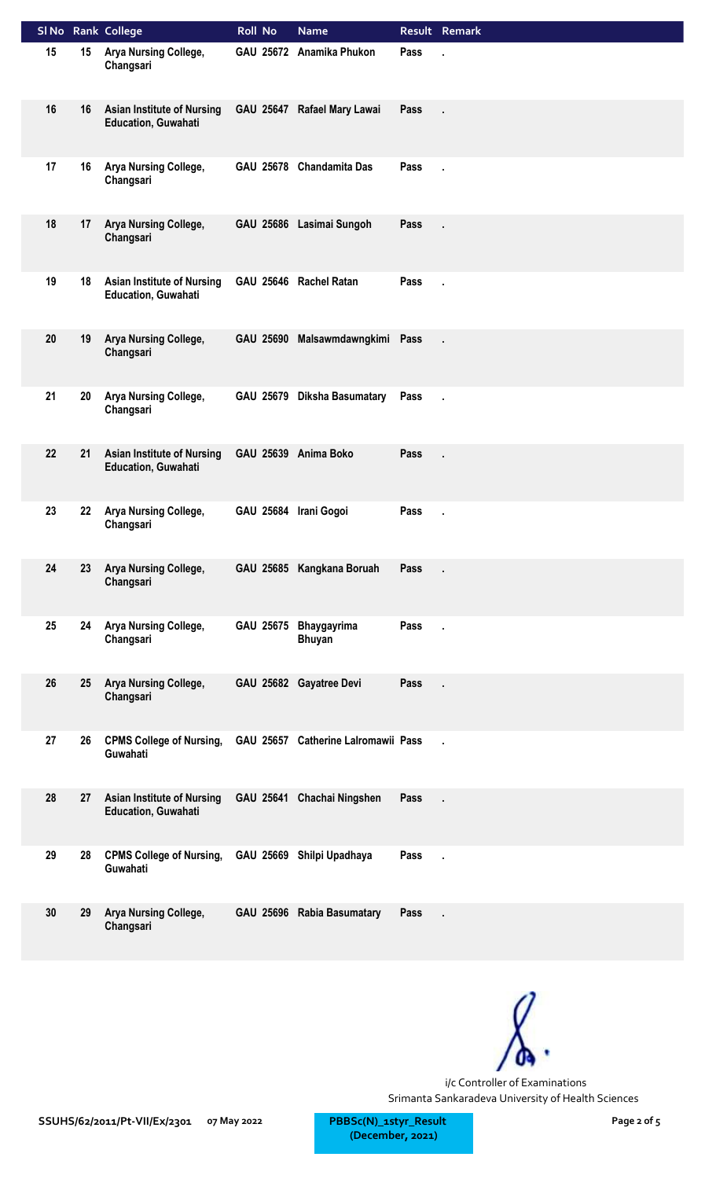| Sl No | Rank | College | Roll No | Name | Result | Remark |
|---|---|---|---|---|---|---|
| 15 | 15 | Arya Nursing College, Changsari | GAU 25672 | Anamika Phukon | Pass | . |
| 16 | 16 | Asian Institute of Nursing Education, Guwahati | GAU 25647 | Rafael Mary Lawai | Pass | . |
| 17 | 16 | Arya Nursing College, Changsari | GAU 25678 | Chandamita Das | Pass | . |
| 18 | 17 | Arya Nursing College, Changsari | GAU 25686 | Lasimai Sungoh | Pass | . |
| 19 | 18 | Asian Institute of Nursing Education, Guwahati | GAU 25646 | Rachel Ratan | Pass | . |
| 20 | 19 | Arya Nursing College, Changsari | GAU 25690 | Malsawmdawngkimi | Pass | . |
| 21 | 20 | Arya Nursing College, Changsari | GAU 25679 | Diksha Basumatary | Pass | . |
| 22 | 21 | Asian Institute of Nursing Education, Guwahati | GAU 25639 | Anima Boko | Pass | . |
| 23 | 22 | Arya Nursing College, Changsari | GAU 25684 | Irani Gogoi | Pass | . |
| 24 | 23 | Arya Nursing College, Changsari | GAU 25685 | Kangkana Boruah | Pass | . |
| 25 | 24 | Arya Nursing College, Changsari | GAU 25675 | Bhaygayrima Bhuyan | Pass | . |
| 26 | 25 | Arya Nursing College, Changsari | GAU 25682 | Gayatree Devi | Pass | . |
| 27 | 26 | CPMS College of Nursing, Guwahati | GAU 25657 | Catherine Lalromawii | Pass | . |
| 28 | 27 | Asian Institute of Nursing Education, Guwahati | GAU 25641 | Chachai Ningshen | Pass | . |
| 29 | 28 | CPMS College of Nursing, Guwahati | GAU 25669 | Shilpi Upadhaya | Pass | . |
| 30 | 29 | Arya Nursing College, Changsari | GAU 25696 | Rabia Basumatary | Pass | . |

i/c Controller of Examinations
Srimanta Sankaradeva University of Health Sciences

SSUHS/62/2011/Pt-VII/Ex/2301 07 May 2022

PBBSc(N)_1styr_Result (December, 2021)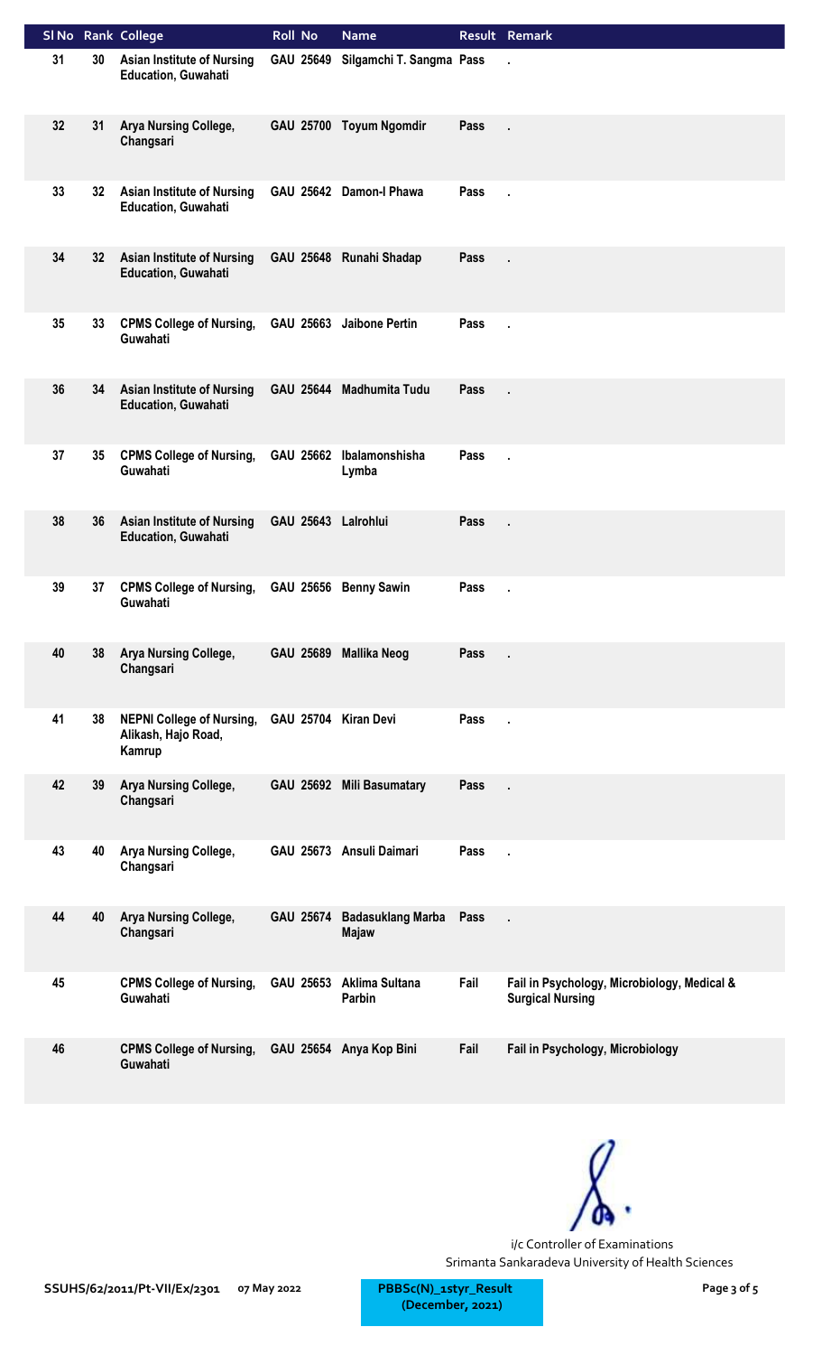| Sl No | Rank | College | Roll No | Name | Result | Remark |
|---|---|---|---|---|---|---|
| 31 | 30 | Asian Institute of Nursing Education, Guwahati | GAU 25649 | Silgamchi T. Sangma | Pass | . |
| 32 | 31 | Arya Nursing College, Changsari | GAU 25700 | Toyum Ngomdir | Pass | . |
| 33 | 32 | Asian Institute of Nursing Education, Guwahati | GAU 25642 | Damon-I Phawa | Pass | . |
| 34 | 32 | Asian Institute of Nursing Education, Guwahati | GAU 25648 | Runahi Shadap | Pass | . |
| 35 | 33 | CPMS College of Nursing, Guwahati | GAU 25663 | Jaibone Pertin | Pass | . |
| 36 | 34 | Asian Institute of Nursing Education, Guwahati | GAU 25644 | Madhumita Tudu | Pass | . |
| 37 | 35 | CPMS College of Nursing, Guwahati | GAU 25662 | Ibalamonshisha Lymba | Pass | . |
| 38 | 36 | Asian Institute of Nursing Education, Guwahati | GAU 25643 | Lalrohlui | Pass | . |
| 39 | 37 | CPMS College of Nursing, Guwahati | GAU 25656 | Benny Sawin | Pass | . |
| 40 | 38 | Arya Nursing College, Changsari | GAU 25689 | Mallika Neog | Pass | . |
| 41 | 38 | NEPNI College of Nursing, Alikash, Hajo Road, Kamrup | GAU 25704 | Kiran Devi | Pass | . |
| 42 | 39 | Arya Nursing College, Changsari | GAU 25692 | Mili Basumatary | Pass | . |
| 43 | 40 | Arya Nursing College, Changsari | GAU 25673 | Ansuli Daimari | Pass | . |
| 44 | 40 | Arya Nursing College, Changsari | GAU 25674 | Badasuklang Marba Majaw | Pass | . |
| 45 | | CPMS College of Nursing, Guwahati | GAU 25653 | Aklima Sultana Parbin | Fail | Fail in Psychology, Microbiology, Medical & Surgical Nursing |
| 46 | | CPMS College of Nursing, Guwahati | GAU 25654 | Anya Kop Bini | Fail | Fail in Psychology, Microbiology |

i/c Controller of Examinations
Srimanta Sankaradeva University of Health Sciences

SSUHS/62/2011/Pt-VII/Ex/2301 07 May 2022

PBBSc(N)_1styr_Result (December, 2021)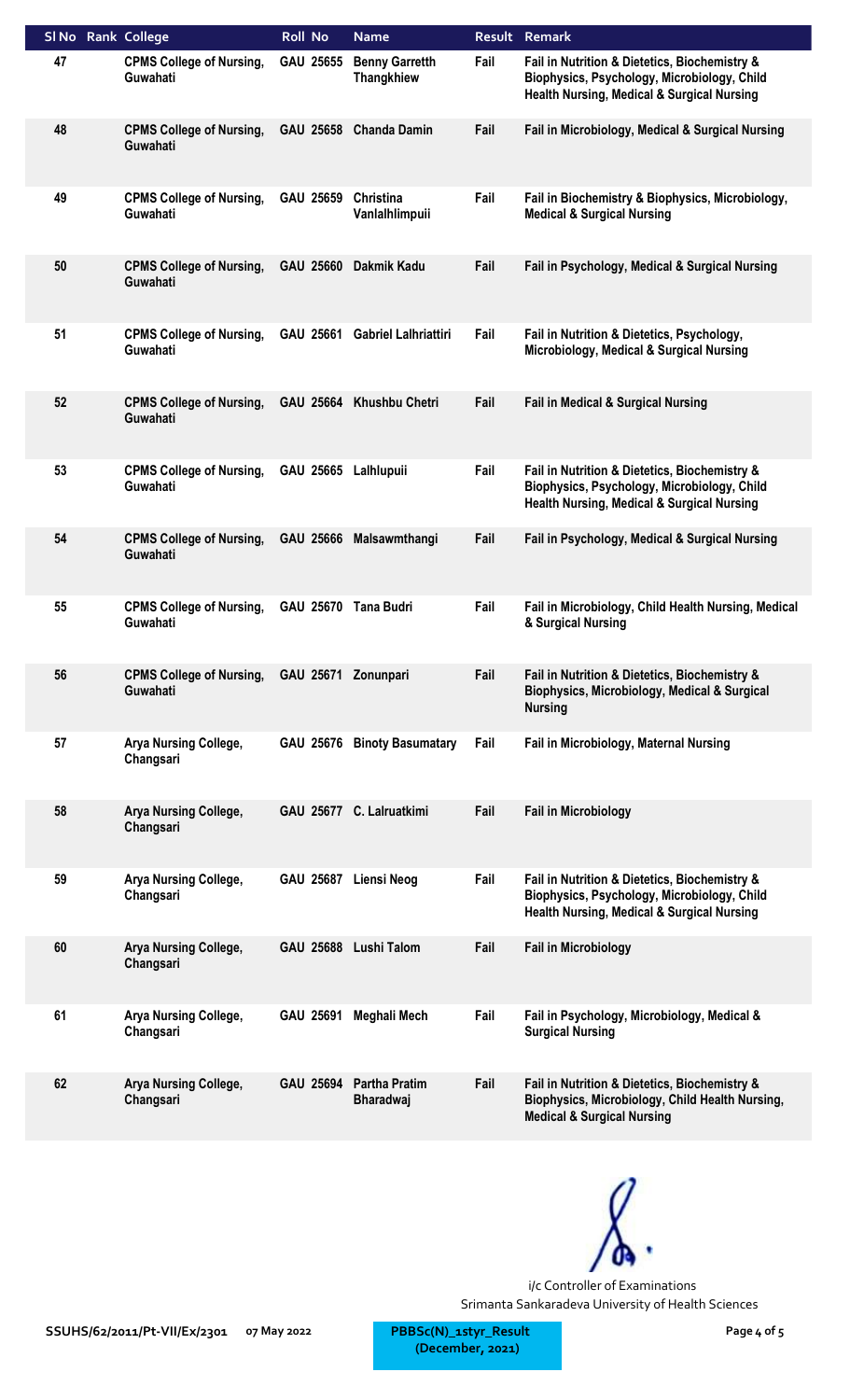| Sl No | Rank | College | Roll No | Name | Result | Remark |
|---|---|---|---|---|---|---|
| 47 | | CPMS College of Nursing, Guwahati | GAU 25655 | Benny Garretth Thangkhiew | Fail | Fail in Nutrition & Dietetics, Biochemistry & Biophysics, Psychology, Microbiology, Child Health Nursing, Medical & Surgical Nursing |
| 48 | | CPMS College of Nursing, Guwahati | GAU 25658 | Chanda Damin | Fail | Fail in Microbiology, Medical & Surgical Nursing |
| 49 | | CPMS College of Nursing, Guwahati | GAU 25659 | Christina Vanlalhlimpuii | Fail | Fail in Biochemistry & Biophysics, Microbiology, Medical & Surgical Nursing |
| 50 | | CPMS College of Nursing, Guwahati | GAU 25660 | Dakmik Kadu | Fail | Fail in Psychology, Medical & Surgical Nursing |
| 51 | | CPMS College of Nursing, Guwahati | GAU 25661 | Gabriel Lalhriattiri | Fail | Fail in Nutrition & Dietetics, Psychology, Microbiology, Medical & Surgical Nursing |
| 52 | | CPMS College of Nursing, Guwahati | GAU 25664 | Khushbu Chetri | Fail | Fail in Medical & Surgical Nursing |
| 53 | | CPMS College of Nursing, Guwahati | GAU 25665 | Lalhlupuii | Fail | Fail in Nutrition & Dietetics, Biochemistry & Biophysics, Psychology, Microbiology, Child Health Nursing, Medical & Surgical Nursing |
| 54 | | CPMS College of Nursing, Guwahati | GAU 25666 | Malsawmthangi | Fail | Fail in Psychology, Medical & Surgical Nursing |
| 55 | | CPMS College of Nursing, Guwahati | GAU 25670 | Tana Budri | Fail | Fail in Microbiology, Child Health Nursing, Medical & Surgical Nursing |
| 56 | | CPMS College of Nursing, Guwahati | GAU 25671 | Zonunpari | Fail | Fail in Nutrition & Dietetics, Biochemistry & Biophysics, Microbiology, Medical & Surgical Nursing |
| 57 | | Arya Nursing College, Changsari | GAU 25676 | Binoty Basumatary | Fail | Fail in Microbiology, Maternal Nursing |
| 58 | | Arya Nursing College, Changsari | GAU 25677 | C. Lalruatkimi | Fail | Fail in Microbiology |
| 59 | | Arya Nursing College, Changsari | GAU 25687 | Liensi Neog | Fail | Fail in Nutrition & Dietetics, Biochemistry & Biophysics, Psychology, Microbiology, Child Health Nursing, Medical & Surgical Nursing |
| 60 | | Arya Nursing College, Changsari | GAU 25688 | Lushi Talom | Fail | Fail in Microbiology |
| 61 | | Arya Nursing College, Changsari | GAU 25691 | Meghali Mech | Fail | Fail in Psychology, Microbiology, Medical & Surgical Nursing |
| 62 | | Arya Nursing College, Changsari | GAU 25694 | Partha Pratim Bharadwaj | Fail | Fail in Nutrition & Dietetics, Biochemistry & Biophysics, Microbiology, Child Health Nursing, Medical & Surgical Nursing |

i/c Controller of Examinations
Srimanta Sankaradeva University of Health Sciences

SSUHS/62/2011/Pt-VII/Ex/2301 07 May 2022 PBBSc(N)_1styr_Result (December, 2021)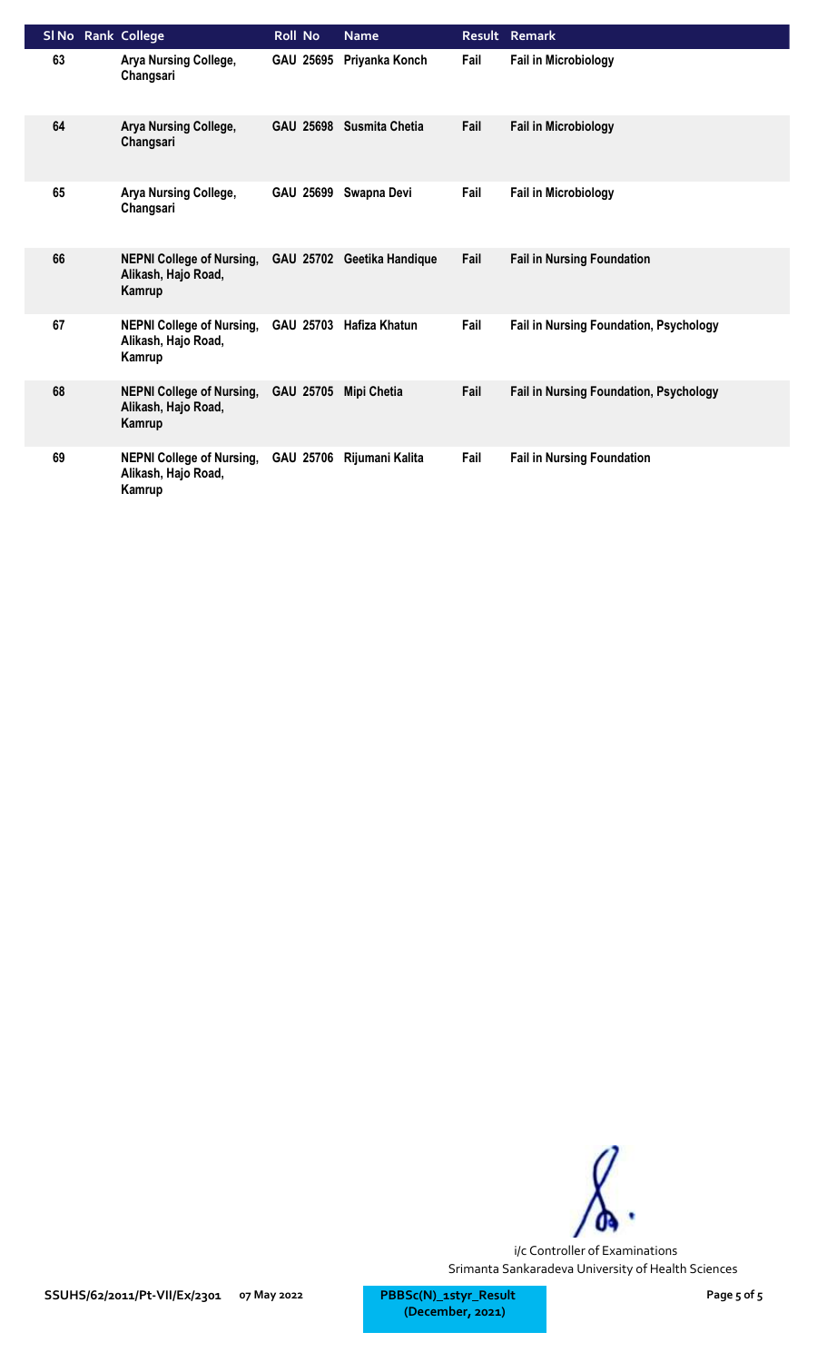| Sl No | Rank | College | Roll No | Name | Result | Remark |
| --- | --- | --- | --- | --- | --- | --- |
| 63 | | Arya Nursing College, Changsari | GAU 25695 | Priyanka Konch | Fail | Fail in Microbiology |
| 64 | | Arya Nursing College, Changsari | GAU 25698 | Susmita Chetia | Fail | Fail in Microbiology |
| 65 | | Arya Nursing College, Changsari | GAU 25699 | Swapna Devi | Fail | Fail in Microbiology |
| 66 | | NEPNI College of Nursing, Alikash, Hajo Road, Kamrup | GAU 25702 | Geetika Handique | Fail | Fail in Nursing Foundation |
| 67 | | NEPNI College of Nursing, Alikash, Hajo Road, Kamrup | GAU 25703 | Hafiza Khatun | Fail | Fail in Nursing Foundation, Psychology |
| 68 | | NEPNI College of Nursing, Alikash, Hajo Road, Kamrup | GAU 25705 | Mipi Chetia | Fail | Fail in Nursing Foundation, Psychology |
| 69 | | NEPNI College of Nursing, Alikash, Hajo Road, Kamrup | GAU 25706 | Rijumani Kalita | Fail | Fail in Nursing Foundation |

i/c Controller of Examinations
Srimanta Sankaradeva University of Health Sciences

SSUHS/62/2011/Pt-VII/Ex/2301 07 May 2022 PBBSc(N)_1styr_Result (December, 2021)